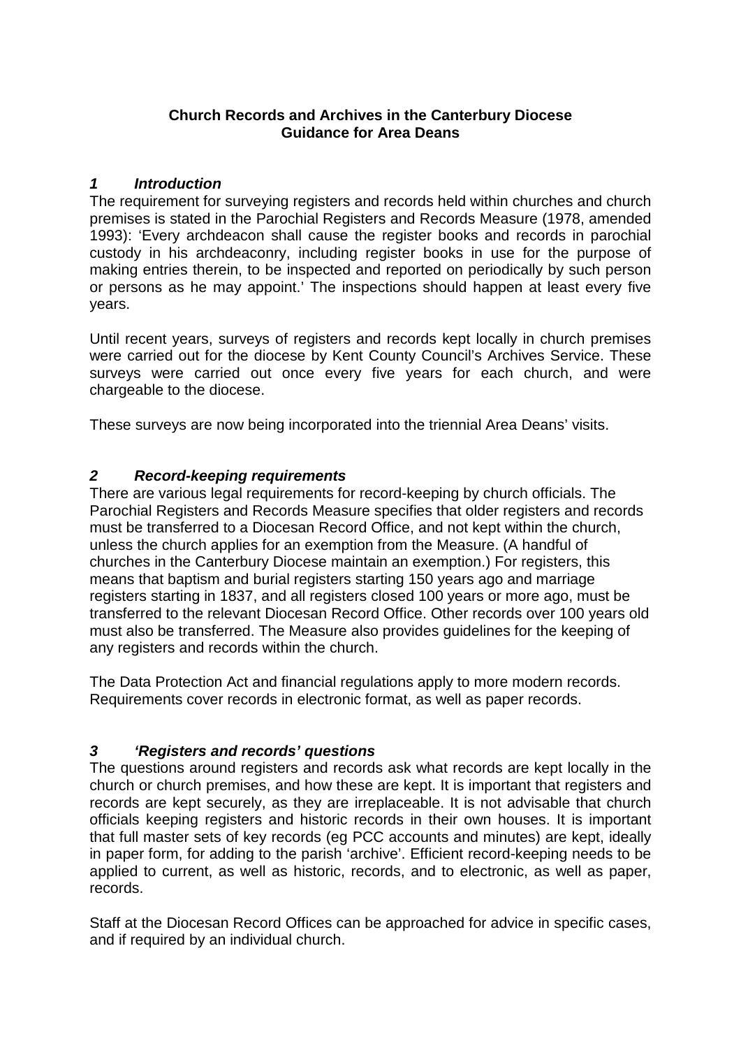**Church Records and Archives in the Canterbury Diocese**
**Guidance for Area Deans**

## *1 Introduction*

The requirement for surveying registers and records held within churches and church premises is stated in the Parochial Registers and Records Measure (1978, amended 1993): 'Every archdeacon shall cause the register books and records in parochial custody in his archdeaconry, including register books in use for the purpose of making entries therein, to be inspected and reported on periodically by such person or persons as he may appoint.' The inspections should happen at least every five years.

Until recent years, surveys of registers and records kept locally in church premises were carried out for the diocese by Kent County Council's Archives Service. These surveys were carried out once every five years for each church, and were chargeable to the diocese.

These surveys are now being incorporated into the triennial Area Deans' visits.

## *2 Record-keeping requirements*

There are various legal requirements for record-keeping by church officials. The Parochial Registers and Records Measure specifies that older registers and records must be transferred to a Diocesan Record Office, and not kept within the church, unless the church applies for an exemption from the Measure. (A handful of churches in the Canterbury Diocese maintain an exemption.) For registers, this means that baptism and burial registers starting 150 years ago and marriage registers starting in 1837, and all registers closed 100 years or more ago, must be transferred to the relevant Diocesan Record Office. Other records over 100 years old must also be transferred. The Measure also provides guidelines for the keeping of any registers and records within the church.

The Data Protection Act and financial regulations apply to more modern records. Requirements cover records in electronic format, as well as paper records.

## *3 'Registers and records' questions*

The questions around registers and records ask what records are kept locally in the church or church premises, and how these are kept. It is important that registers and records are kept securely, as they are irreplaceable. It is not advisable that church officials keeping registers and historic records in their own houses. It is important that full master sets of key records (eg PCC accounts and minutes) are kept, ideally in paper form, for adding to the parish 'archive'. Efficient record-keeping needs to be applied to current, as well as historic, records, and to electronic, as well as paper, records.

Staff at the Diocesan Record Offices can be approached for advice in specific cases, and if required by an individual church.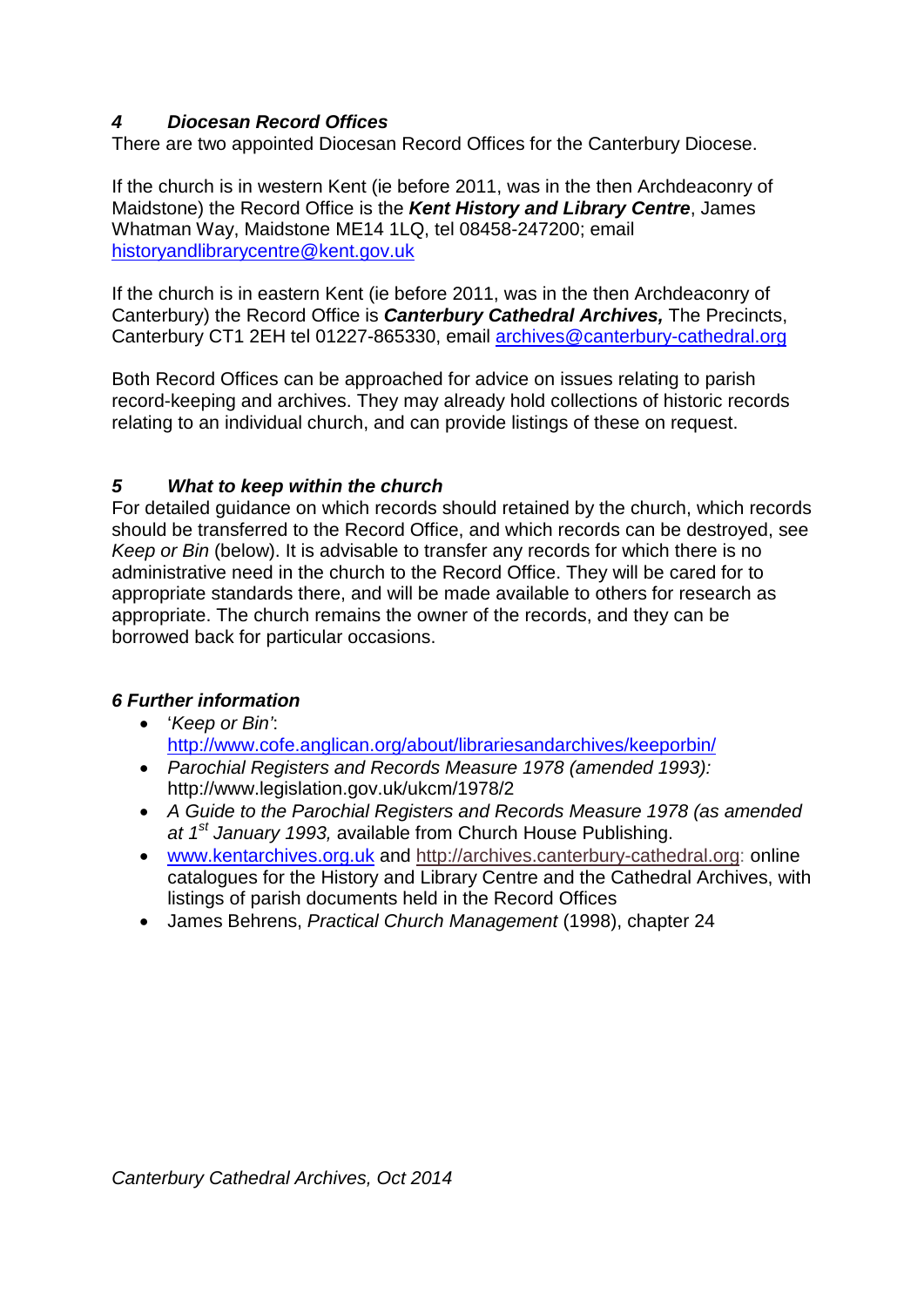## *4 Diocesan Record Offices*

There are two appointed Diocesan Record Offices for the Canterbury Diocese.

If the church is in western Kent (ie before 2011, was in the then Archdeaconry of Maidstone) the Record Office is the ***Kent History and Library Centre***, James Whatman Way, Maidstone ME14 1LQ, tel 08458-247200; email historyandlibrarycentre@kent.gov.uk

If the church is in eastern Kent (ie before 2011, was in the then Archdeaconry of Canterbury) the Record Office is ***Canterbury Cathedral Archives,*** The Precincts, Canterbury CT1 2EH tel 01227-865330, email archives@canterbury-cathedral.org

Both Record Offices can be approached for advice on issues relating to parish record-keeping and archives. They may already hold collections of historic records relating to an individual church, and can provide listings of these on request.

## *5 What to keep within the church*

For detailed guidance on which records should retained by the church, which records should be transferred to the Record Office, and which records can be destroyed, see *Keep or Bin* (below). It is advisable to transfer any records for which there is no administrative need in the church to the Record Office. They will be cared for to appropriate standards there, and will be made available to others for research as appropriate. The church remains the owner of the records, and they can be borrowed back for particular occasions.

## *6 Further information*

- '*Keep or Bin'*: http://www.cofe.anglican.org/about/librariesandarchives/keeporbin/
- *Parochial Registers and Records Measure 1978 (amended 1993):* http://www.legislation.gov.uk/ukcm/1978/2
- *A Guide to the Parochial Registers and Records Measure 1978 (as amended at 1st January 1993,* available from Church House Publishing.
- www.kentarchives.org.uk and http://archives.canterbury-cathedral.org: online catalogues for the History and Library Centre and the Cathedral Archives, with listings of parish documents held in the Record Offices
- James Behrens, *Practical Church Management* (1998), chapter 24

*Canterbury Cathedral Archives, Oct 2014*